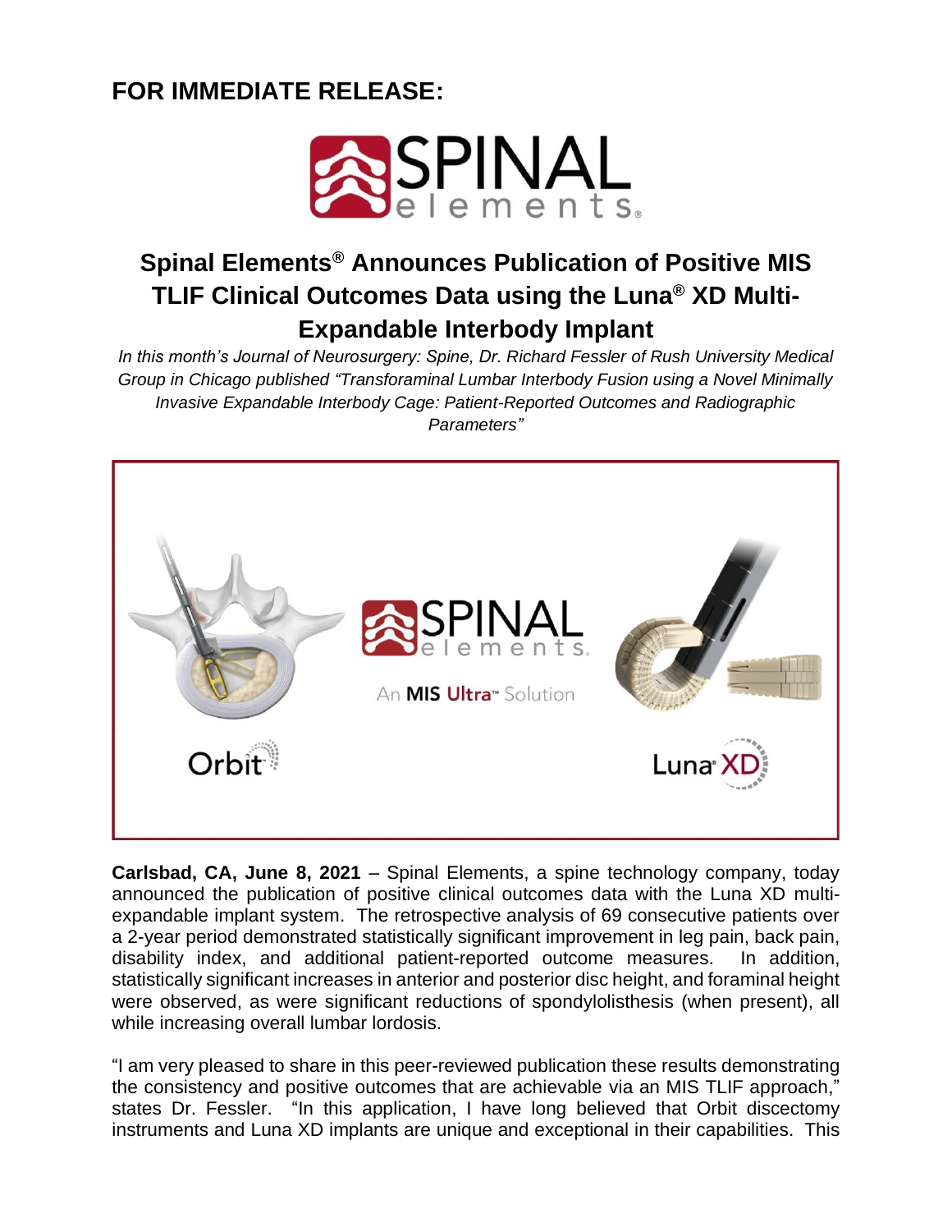**FOR IMMEDIATE RELEASE:**

# Spinal Elements® Announces Publication of Positive MIS TLIF Clinical Outcomes Data using the Luna® XD Multi-Expandable Interbody Implant

*In this month's Journal of Neurosurgery: Spine, Dr. Richard Fessler of Rush University Medical Group in Chicago published "Transforaminal Lumbar Interbody Fusion using a Novel Minimally Invasive Expandable Interbody Cage: Patient-Reported Outcomes and Radiographic Parameters"*

**Carlsbad, CA, June 8, 2021** – Spinal Elements, a spine technology company, today announced the publication of positive clinical outcomes data with the Luna XD multi-expandable implant system. The retrospective analysis of 69 consecutive patients over a 2-year period demonstrated statistically significant improvement in leg pain, back pain, disability index, and additional patient-reported outcome measures. In addition, statistically significant increases in anterior and posterior disc height, and foraminal height were observed, as were significant reductions of spondylolisthesis (when present), all while increasing overall lumbar lordosis.

"I am very pleased to share in this peer-reviewed publication these results demonstrating the consistency and positive outcomes that are achievable via an MIS TLIF approach," states Dr. Fessler. "In this application, I have long believed that Orbit discectomy instruments and Luna XD implants are unique and exceptional in their capabilities. This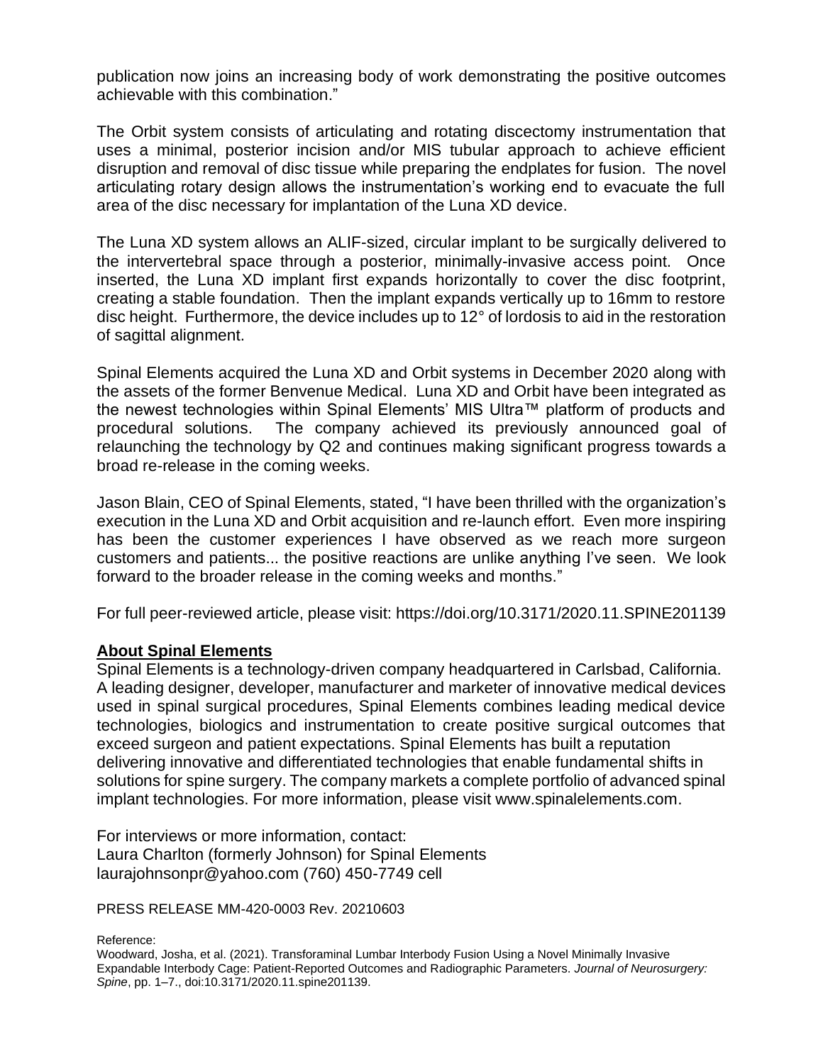publication now joins an increasing body of work demonstrating the positive outcomes achievable with this combination."

The Orbit system consists of articulating and rotating discectomy instrumentation that uses a minimal, posterior incision and/or MIS tubular approach to achieve efficient disruption and removal of disc tissue while preparing the endplates for fusion. The novel articulating rotary design allows the instrumentation's working end to evacuate the full area of the disc necessary for implantation of the Luna XD device.

The Luna XD system allows an ALIF-sized, circular implant to be surgically delivered to the intervertebral space through a posterior, minimally-invasive access point. Once inserted, the Luna XD implant first expands horizontally to cover the disc footprint, creating a stable foundation. Then the implant expands vertically up to 16mm to restore disc height. Furthermore, the device includes up to 12° of lordosis to aid in the restoration of sagittal alignment.

Spinal Elements acquired the Luna XD and Orbit systems in December 2020 along with the assets of the former Benvenue Medical. Luna XD and Orbit have been integrated as the newest technologies within Spinal Elements' MIS Ultra™ platform of products and procedural solutions. The company achieved its previously announced goal of relaunching the technology by Q2 and continues making significant progress towards a broad re-release in the coming weeks.

Jason Blain, CEO of Spinal Elements, stated, "I have been thrilled with the organization's execution in the Luna XD and Orbit acquisition and re-launch effort. Even more inspiring has been the customer experiences I have observed as we reach more surgeon customers and patients... the positive reactions are unlike anything I've seen. We look forward to the broader release in the coming weeks and months."

For full peer-reviewed article, please visit: https://doi.org/10.3171/2020.11.SPINE201139

**About Spinal Elements**

Spinal Elements is a technology-driven company headquartered in Carlsbad, California. A leading designer, developer, manufacturer and marketer of innovative medical devices used in spinal surgical procedures, Spinal Elements combines leading medical device technologies, biologics and instrumentation to create positive surgical outcomes that exceed surgeon and patient expectations. Spinal Elements has built a reputation delivering innovative and differentiated technologies that enable fundamental shifts in solutions for spine surgery. The company markets a complete portfolio of advanced spinal implant technologies. For more information, please visit www.spinalelements.com.

For interviews or more information, contact:
Laura Charlton (formerly Johnson) for Spinal Elements
laurajohnsonpr@yahoo.com (760) 450-7749 cell

PRESS RELEASE MM-420-0003 Rev. 20210603

Reference:
Woodward, Josha, et al. (2021). Transforaminal Lumbar Interbody Fusion Using a Novel Minimally Invasive Expandable Interbody Cage: Patient-Reported Outcomes and Radiographic Parameters. *Journal of Neurosurgery: Spine*, pp. 1–7., doi:10.3171/2020.11.spine201139.